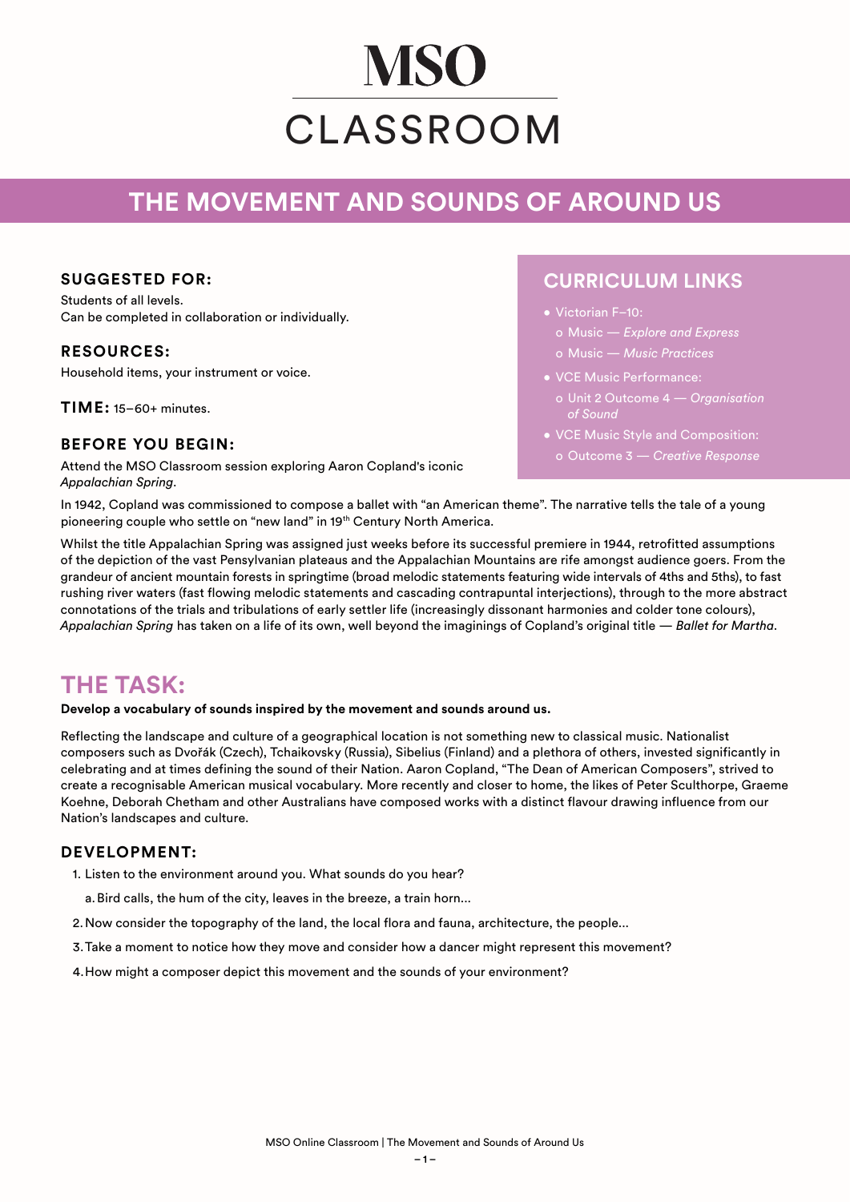# MSO CLASSROOM

## THE MOVEMENT AND SOUNDS OF AROUND US

### SUGGESTED FOR:

Students of all levels.
Can be completed in collaboration or individually.

### RESOURCES:

Household items, your instrument or voice.

**TIME:** 15–60+ minutes.

### BEFORE YOU BEGIN:

Attend the MSO Classroom session exploring Aaron Copland's iconic *Appalachian Spring*.

In 1942, Copland was commissioned to compose a ballet with "an American theme". The narrative tells the tale of a young pioneering couple who settle on "new land" in 19th Century North America.

Whilst the title Appalachian Spring was assigned just weeks before its successful premiere in 1944, retrofitted assumptions of the depiction of the vast Pensylvanian plateaus and the Appalachian Mountains are rife amongst audience goers. From the grandeur of ancient mountain forests in springtime (broad melodic statements featuring wide intervals of 4ths and 5ths), to fast rushing river waters (fast flowing melodic statements and cascading contrapuntal interjections), through to the more abstract connotations of the trials and tribulations of early settler life (increasingly dissonant harmonies and colder tone colours), *Appalachian Spring* has taken on a life of its own, well beyond the imaginings of Copland's original title — *Ballet for Martha*.

### CURRICULUM LINKS

- Victorian F–10:
  - Music — *Explore and Express*
  - Music — *Music Practices*
- VCE Music Performance:
  - Unit 2 Outcome 4 — *Organisation of Sound*
- VCE Music Style and Composition:
  - Outcome 3 — *Creative Response*

## THE TASK:

**Develop a vocabulary of sounds inspired by the movement and sounds around us.**

Reflecting the landscape and culture of a geographical location is not something new to classical music. Nationalist composers such as Dvořák (Czech), Tchaikovsky (Russia), Sibelius (Finland) and a plethora of others, invested significantly in celebrating and at times defining the sound of their Nation. Aaron Copland, "The Dean of American Composers", strived to create a recognisable American musical vocabulary. More recently and closer to home, the likes of Peter Sculthorpe, Graeme Koehne, Deborah Chetham and other Australians have composed works with a distinct flavour drawing influence from our Nation's landscapes and culture.

### DEVELOPMENT:

1. Listen to the environment around you. What sounds do you hear?
   a. Bird calls, the hum of the city, leaves in the breeze, a train horn...
2. Now consider the topography of the land, the local flora and fauna, architecture, the people...
3. Take a moment to notice how they move and consider how a dancer might represent this movement?
4. How might a composer depict this movement and the sounds of your environment?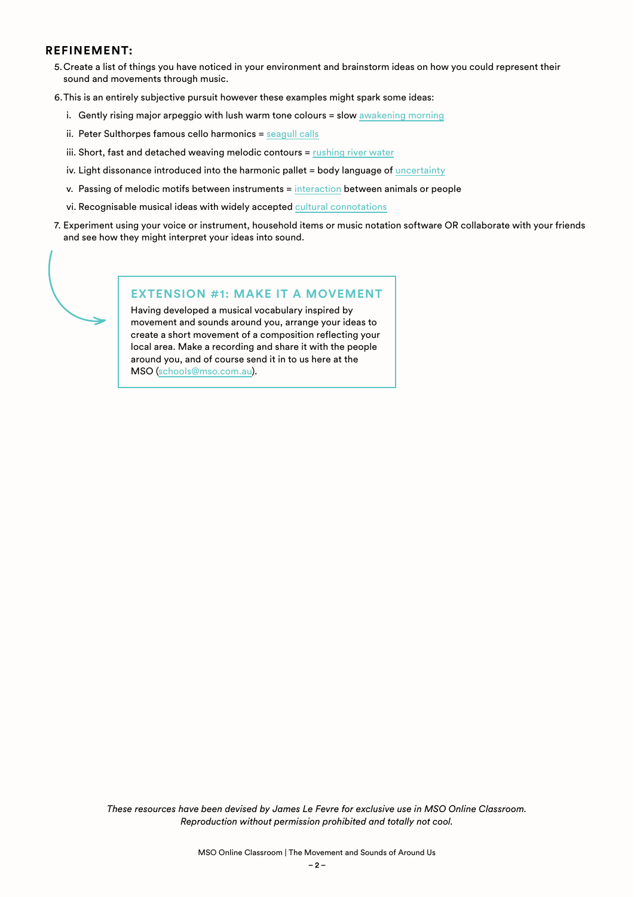**REFINEMENT:**

5. Create a list of things you have noticed in your environment and brainstorm ideas on how you could represent their sound and movements through music.
6. This is an entirely subjective pursuit however these examples might spark some ideas:
   i. Gently rising major arpeggio with lush warm tone colours = slow awakening morning
   ii. Peter Sulthorpes famous cello harmonics = seagull calls
   iii. Short, fast and detached weaving melodic contours = rushing river water
   iv. Light dissonance introduced into the harmonic pallet = body language of uncertainty
   v. Passing of melodic motifs between instruments = interaction between animals or people
   vi. Recognisable musical ideas with widely accepted cultural connotations
7. Experiment using your voice or instrument, household items or music notation software OR collaborate with your friends and see how they might interpret your ideas into sound.

### EXTENSION #1: MAKE IT A MOVEMENT

Having developed a musical vocabulary inspired by movement and sounds around you, arrange your ideas to create a short movement of a composition reflecting your local area. Make a recording and share it with the people around you, and of course send it in to us here at the MSO (schools@mso.com.au).

*These resources have been devised by James Le Fevre for exclusive use in MSO Online Classroom. Reproduction without permission prohibited and totally not cool.*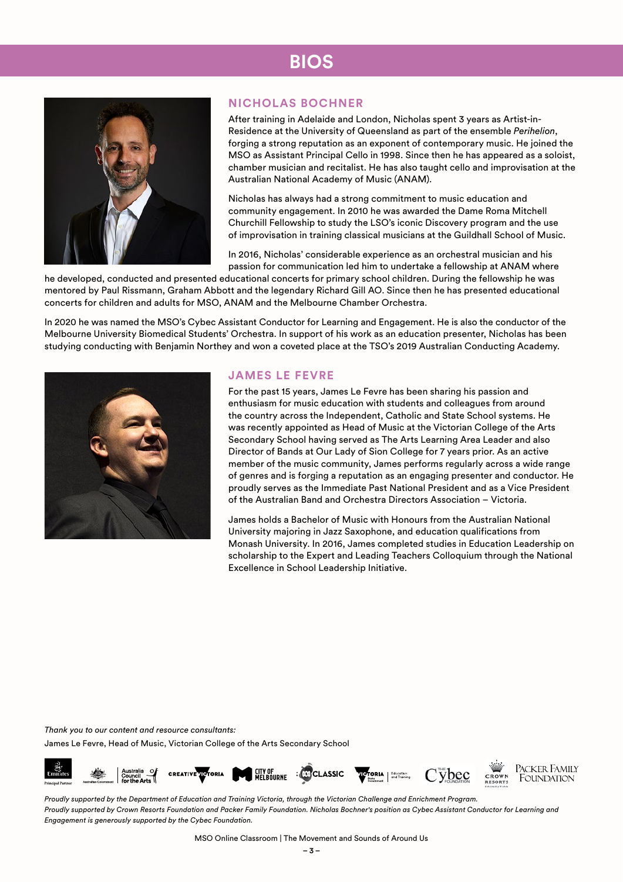# BIOS

## NICHOLAS BOCHNER

After training in Adelaide and London, Nicholas spent 3 years as Artist-in-Residence at the University of Queensland as part of the ensemble *Perihelion*, forging a strong reputation as an exponent of contemporary music. He joined the MSO as Assistant Principal Cello in 1998. Since then he has appeared as a soloist, chamber musician and recitalist. He has also taught cello and improvisation at the Australian National Academy of Music (ANAM).

Nicholas has always had a strong commitment to music education and community engagement. In 2010 he was awarded the Dame Roma Mitchell Churchill Fellowship to study the LSO's iconic Discovery program and the use of improvisation in training classical musicians at the Guildhall School of Music.

In 2016, Nicholas' considerable experience as an orchestral musician and his passion for communication led him to undertake a fellowship at ANAM where he developed, conducted and presented educational concerts for primary school children. During the fellowship he was mentored by Paul Rissmann, Graham Abbott and the legendary Richard Gill AO. Since then he has presented educational concerts for children and adults for MSO, ANAM and the Melbourne Chamber Orchestra.

In 2020 he was named the MSO's Cybec Assistant Conductor for Learning and Engagement. He is also the conductor of the Melbourne University Biomedical Students' Orchestra. In support of his work as an education presenter, Nicholas has been studying conducting with Benjamin Northey and won a coveted place at the TSO's 2019 Australian Conducting Academy.

## JAMES LE FEVRE

For the past 15 years, James Le Fevre has been sharing his passion and enthusiasm for music education with students and colleagues from around the country across the Independent, Catholic and State School systems. He was recently appointed as Head of Music at the Victorian College of the Arts Secondary School having served as The Arts Learning Area Leader and also Director of Bands at Our Lady of Sion College for 7 years prior. As an active member of the music community, James performs regularly across a wide range of genres and is forging a reputation as an engaging presenter and conductor. He proudly serves as the Immediate Past National President and as a Vice President of the Australian Band and Orchestra Directors Association – Victoria.

James holds a Bachelor of Music with Honours from the Australian National University majoring in Jazz Saxophone, and education qualifications from Monash University. In 2016, James completed studies in Education Leadership on scholarship to the Expert and Leading Teachers Colloquium through the National Excellence in School Leadership Initiative.

*Thank you to our content and resource consultants:*

James Le Fevre, Head of Music, Victorian College of the Arts Secondary School

*Proudly supported by the Department of Education and Training Victoria, through the Victorian Challenge and Enrichment Program.*
*Proudly supported by Crown Resorts Foundation and Packer Family Foundation. Nicholas Bochner's position as Cybec Assistant Conductor for Learning and Engagement is generously supported by the Cybec Foundation.*